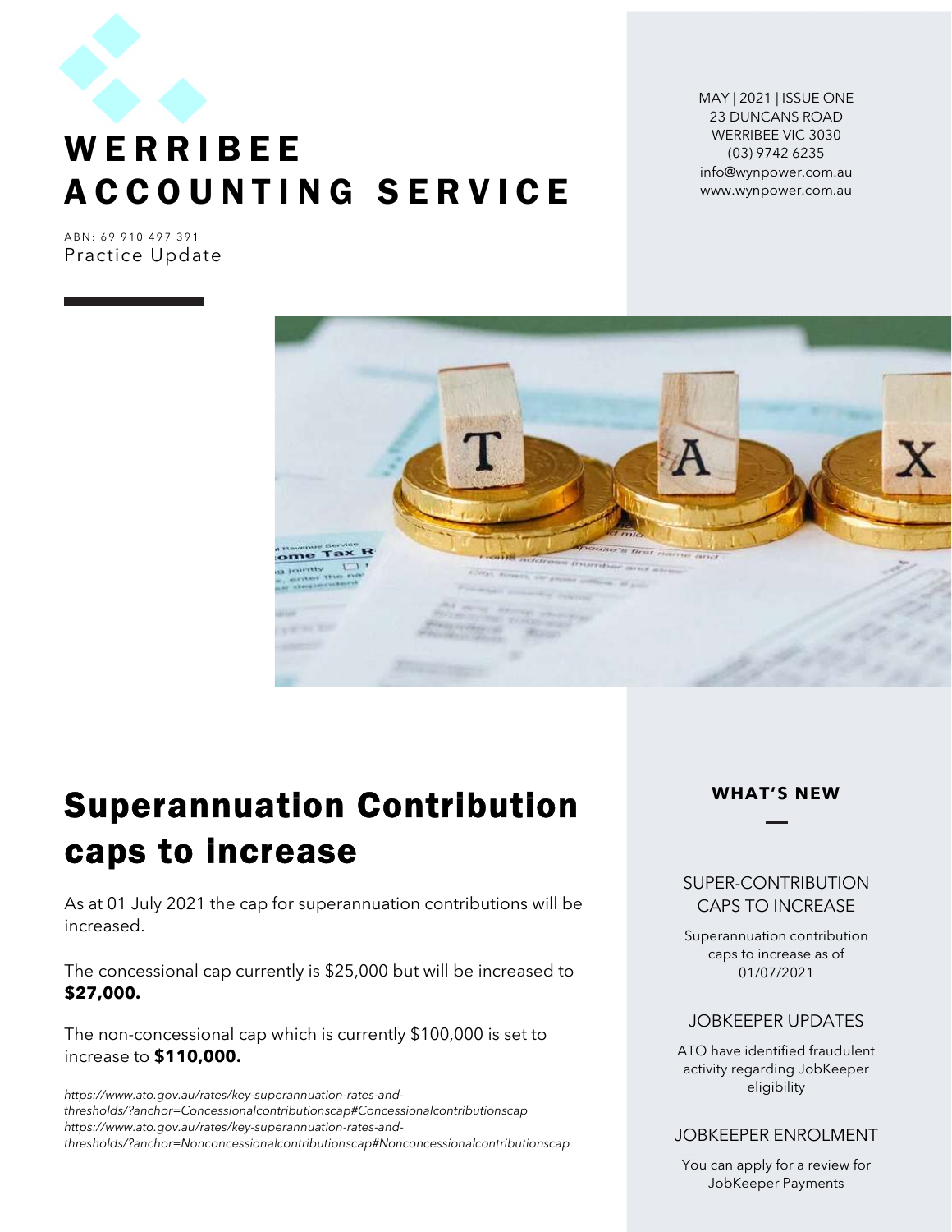# WERRIBEE ACCOUNTING SERVICE

ABN: 69 910 497 391

Practice Update

MAY | 2021 | ISSUE ONE
23 DUNCANS ROAD
WERRIBEE VIC 3030
(03) 9742 6235
info@wynpower.com.au
www.wynpower.com.au

## Superannuation Contribution caps to increase

As at 01 July 2021 the cap for superannuation contributions will be increased.

The concessional cap currently is $25,000 but will be increased to **$27,000.**

The non-concessional cap which is currently $100,000 is set to increase to **$110,000.**

*https://www.ato.gov.au/rates/key-superannuation-rates-and-thresholds/?anchor=Concessionalcontributionscap#Concessionalcontributionscap*
*https://www.ato.gov.au/rates/key-superannuation-rates-and-thresholds/?anchor=Nonconcessionalcontributionscap#Nonconcessionalcontributionscap*

### WHAT'S NEW

**SUPER-CONTRIBUTION CAPS TO INCREASE**

Superannuation contribution caps to increase as of 01/07/2021

**JOBKEEPER UPDATES**

ATO have identified fraudulent activity regarding JobKeeper eligibility

**JOBKEEPER ENROLMENT**

You can apply for a review for JobKeeper Payments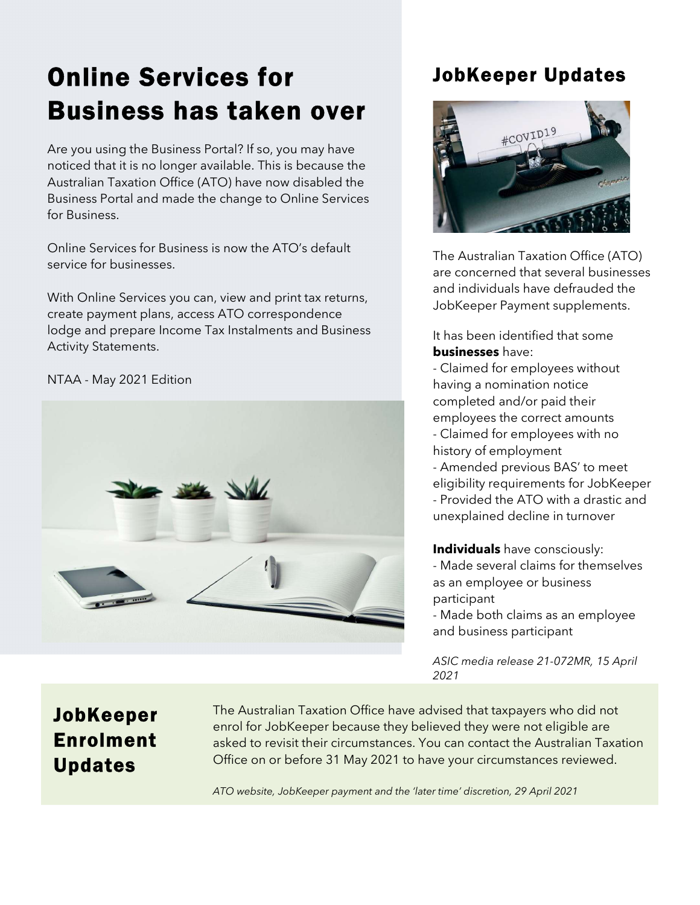# Online Services for Business has taken over

Are you using the Business Portal? If so, you may have noticed that it is no longer available. This is because the Australian Taxation Office (ATO) have now disabled the Business Portal and made the change to Online Services for Business.

Online Services for Business is now the ATO's default service for businesses.

With Online Services you can, view and print tax returns, create payment plans, access ATO correspondence lodge and prepare Income Tax Instalments and Business Activity Statements.

NTAA - May 2021 Edition

# JobKeeper Updates

The Australian Taxation Office (ATO) are concerned that several businesses and individuals have defrauded the JobKeeper Payment supplements.

It has been identified that some **businesses** have:

- Claimed for employees without having a nomination notice completed and/or paid their employees the correct amounts
- Claimed for employees with no history of employment
- Amended previous BAS' to meet eligibility requirements for JobKeeper
- Provided the ATO with a drastic and unexplained decline in turnover

**Individuals** have consciously:

- Made several claims for themselves as an employee or business participant
- Made both claims as an employee and business participant

*ASIC media release 21-072MR, 15 April 2021*

# JobKeeper Enrolment Updates

The Australian Taxation Office have advised that taxpayers who did not enrol for JobKeeper because they believed they were not eligible are asked to revisit their circumstances. You can contact the Australian Taxation Office on or before 31 May 2021 to have your circumstances reviewed.

*ATO website, JobKeeper payment and the 'later time' discretion, 29 April 2021*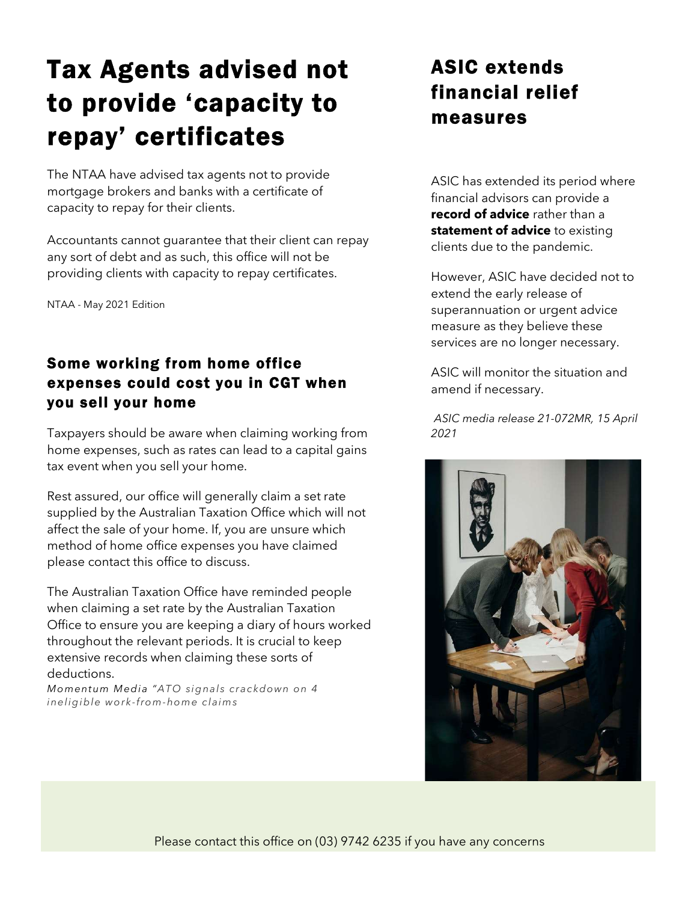# Tax Agents advised not to provide 'capacity to repay' certificates

The NTAA have advised tax agents not to provide mortgage brokers and banks with a certificate of capacity to repay for their clients.

Accountants cannot guarantee that their client can repay any sort of debt and as such, this office will not be providing clients with capacity to repay certificates.

NTAA - May 2021 Edition

## Some working from home office expenses could cost you in CGT when you sell your home

Taxpayers should be aware when claiming working from home expenses, such as rates can lead to a capital gains tax event when you sell your home.

Rest assured, our office will generally claim a set rate supplied by the Australian Taxation Office which will not affect the sale of your home. If, you are unsure which method of home office expenses you have claimed please contact this office to discuss.

The Australian Taxation Office have reminded people when claiming a set rate by the Australian Taxation Office to ensure you are keeping a diary of hours worked throughout the relevant periods. It is crucial to keep extensive records when claiming these sorts of deductions.

*Momentum Media "ATO signals crackdown on 4 ineligible work-from-home claims*

# ASIC extends financial relief measures

ASIC has extended its period where financial advisors can provide a **record of advice** rather than a **statement of advice** to existing clients due to the pandemic.

However, ASIC have decided not to extend the early release of superannuation or urgent advice measure as they believe these services are no longer necessary.

ASIC will monitor the situation and amend if necessary.

*ASIC media release 21-072MR, 15 April 2021*

Please contact this office on (03) 9742 6235 if you have any concerns